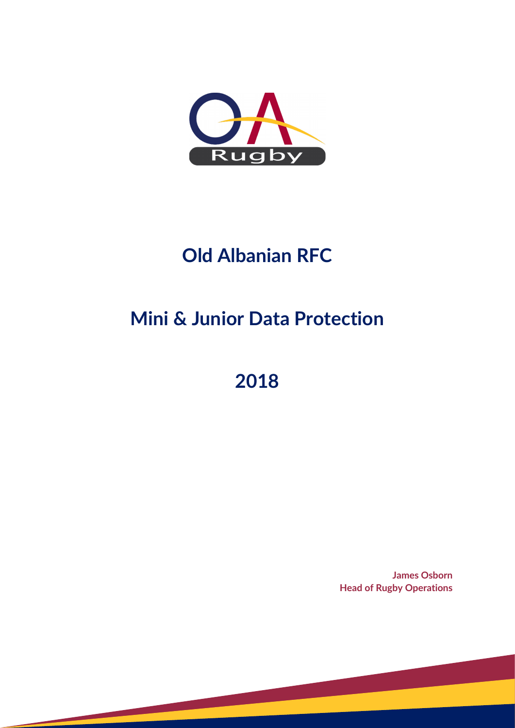# Old Albanian RFC

# Mini & Junior Data Protection

# 2018

**James Osborn**
**Head of Rugby Operations**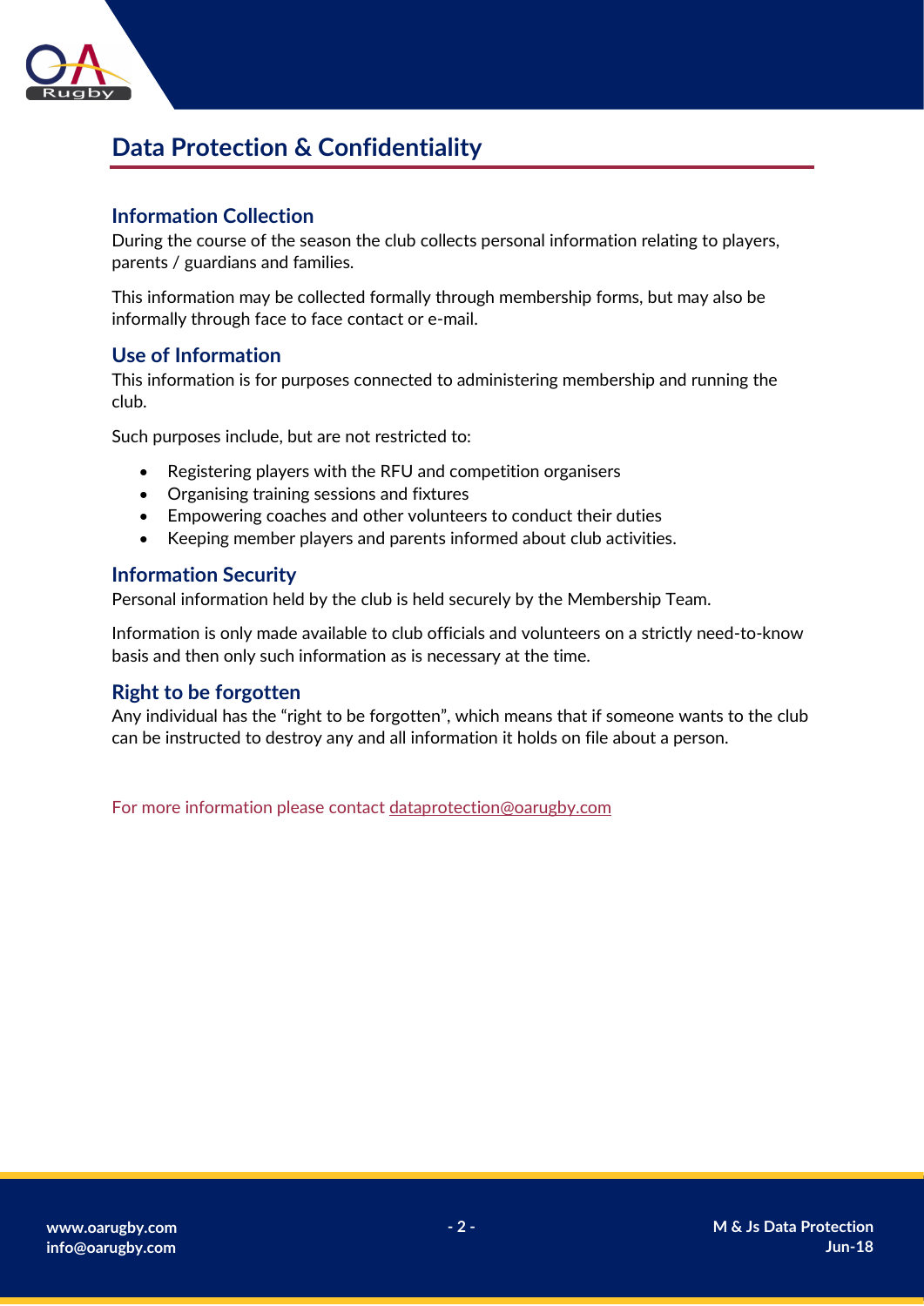# Data Protection & Confidentiality

## Information Collection

During the course of the season the club collects personal information relating to players, parents / guardians and families.

This information may be collected formally through membership forms, but may also be informally through face to face contact or e-mail.

## Use of Information

This information is for purposes connected to administering membership and running the club.

Such purposes include, but are not restricted to:

- Registering players with the RFU and competition organisers
- Organising training sessions and fixtures
- Empowering coaches and other volunteers to conduct their duties
- Keeping member players and parents informed about club activities.

## Information Security

Personal information held by the club is held securely by the Membership Team.

Information is only made available to club officials and volunteers on a strictly need-to-know basis and then only such information as is necessary at the time.

## Right to be forgotten

Any individual has the "right to be forgotten", which means that if someone wants to the club can be instructed to destroy any and all information it holds on file about a person.

For more information please contact dataprotection@oarugby.com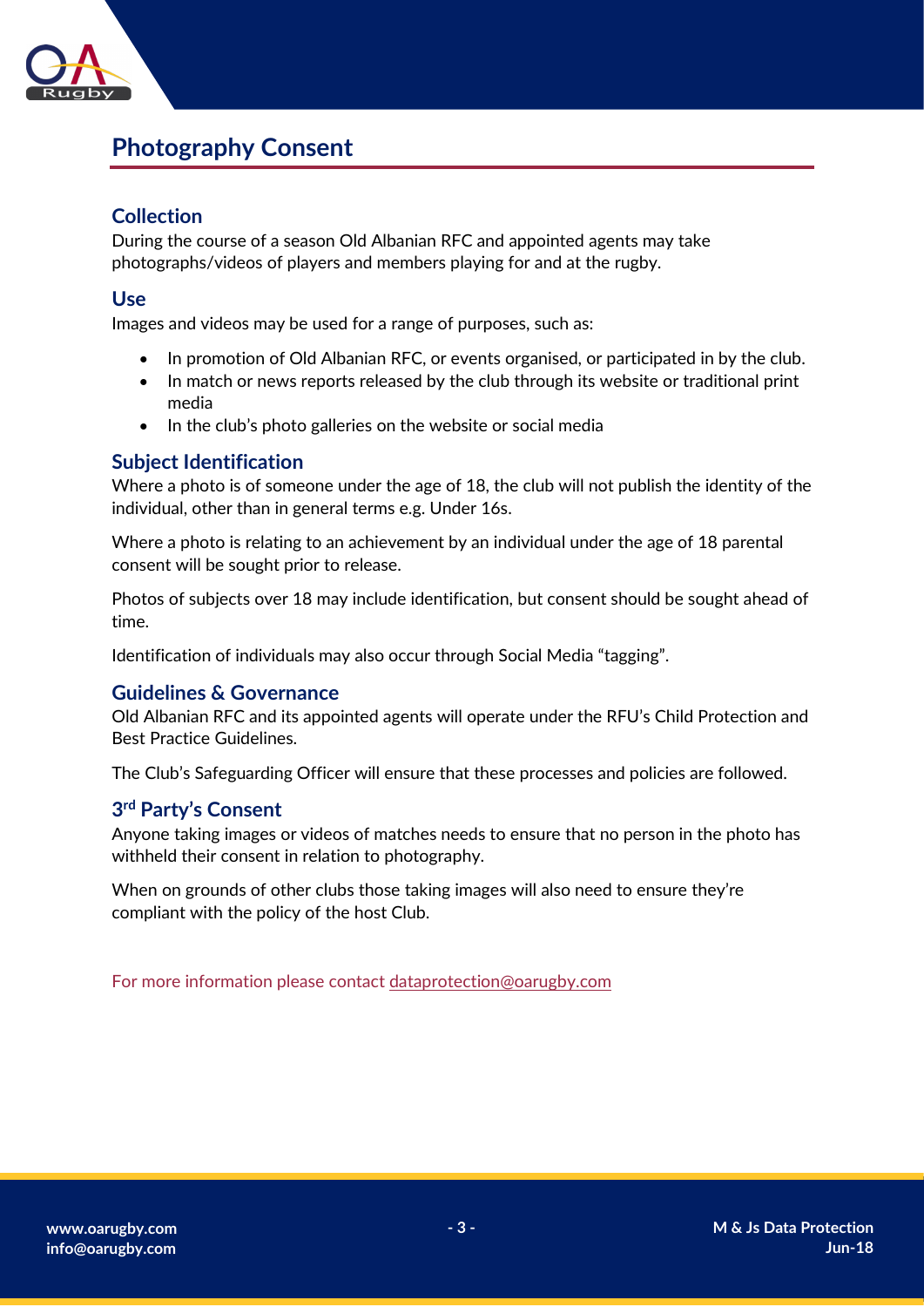# Photography Consent

## Collection

During the course of a season Old Albanian RFC and appointed agents may take photographs/videos of players and members playing for and at the rugby.

## Use

Images and videos may be used for a range of purposes, such as:

- In promotion of Old Albanian RFC, or events organised, or participated in by the club.
- In match or news reports released by the club through its website or traditional print media
- In the club's photo galleries on the website or social media

## Subject Identification

Where a photo is of someone under the age of 18, the club will not publish the identity of the individual, other than in general terms e.g. Under 16s.

Where a photo is relating to an achievement by an individual under the age of 18 parental consent will be sought prior to release.

Photos of subjects over 18 may include identification, but consent should be sought ahead of time.

Identification of individuals may also occur through Social Media "tagging".

## Guidelines & Governance

Old Albanian RFC and its appointed agents will operate under the RFU's Child Protection and Best Practice Guidelines.

The Club's Safeguarding Officer will ensure that these processes and policies are followed.

## 3rd Party's Consent

Anyone taking images or videos of matches needs to ensure that no person in the photo has withheld their consent in relation to photography.

When on grounds of other clubs those taking images will also need to ensure they're compliant with the policy of the host Club.

For more information please contact dataprotection@oarugby.com